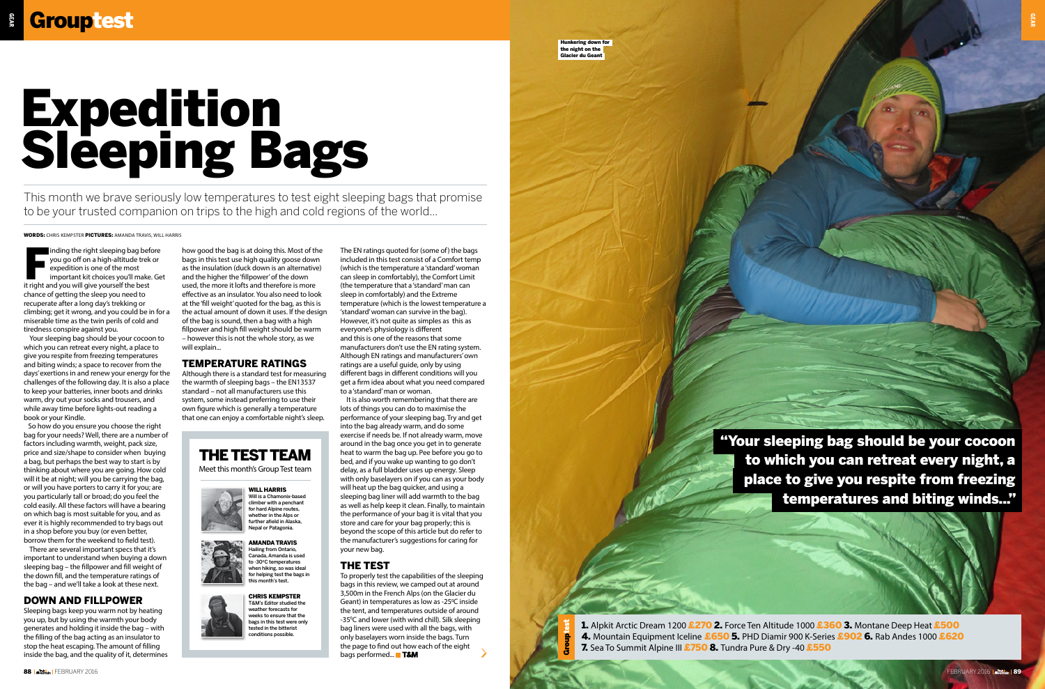# Expedition Sleeping Bags

This month we brave seriously low temperatures to test eight sleeping bags that promise to be your trusted companion on trips to the high and cold regions of the world...

**WORDS:** CHRIS KEMPSTER **PICTURES:** AMANDA TRAVIS, WILL HARRIS

Finding the right sleeping bag before you go off on a high-altitude trek or expedition is one of the most important kit choices you'll make. Get it right and you will give yourself the best chance of getting the sleep you need to recuperate after a long day's trekking or climbing; get it wrong, and you could be in for a miserable time as the twin perils of cold and tiredness conspire against you.

Your sleeping bag should be your cocoon to which you can retreat every night, a place to give you respite from freezing temperatures and biting winds; a space to recover from the days' exertions in and renew your energy for the challenges of the following day. It is also a place to keep your batteries, inner boots and drinks warm, dry out your socks and trousers, and while away time before lights-out reading a book or your Kindle.

So how do you ensure you choose the right bag for your needs? Well, there are a number of factors including warmth, weight, pack size, price and size/shape to consider when buying a bag, but perhaps the best way to start is by thinking about where you are going. How cold will it be at night; will you be carrying the bag, or will you have porters to carry it for you; are you particularly tall or broad; do you feel the cold easily. All these factors will have a bearing on which bag is most suitable for you, and as ever it is highly recommended to try bags out in a shop before you buy (or even better, borrow them for the weekend to field test).

There are several important specs that it's important to understand when buying a down sleeping bag – the fillpower and fill weight of the down fill, and the temperature ratings of the bag – and we'll take a look at these next.

## DOWN AND FILLPOWER

Sleeping bags keep you warm not by heating you up, but by using the warmth your body generates and holding it inside the bag – with the filling of the bag acting as an insulator to stop the heat escaping. The amount of filling inside the bag, and the quality of it, determines how good the bag is at doing this. Most of the bags in this test use high quality goose down as the insulation (duck down is an alternative) and the higher the 'fillpower' of the down used, the more it lofts and therefore is more effective as an insulator. You also need to look at the 'fill weight' quoted for the bag, as this is the actual amount of down it uses. If the design of the bag is sound, then a bag with a high fillpower and high fill weight should be warm – however this is not the whole story, as we will explain...

## TEMPERATURE RATINGS

Although there is a standard test for measuring the warmth of sleeping bags – the EN13537 standard – not all manufacturers use this system, some instead preferring to use their own figure which is generally a temperature that one can enjoy a comfortable night's sleep.

The EN ratings quoted for (some of) the bags included in this test consist of a Comfort temp (which is the temperature a 'standard' woman can sleep in comfortably), the Comfort Limit (the temperature that a 'standard' man can sleep in comfortably) and the Extreme temperature (which is the lowest temperature a 'standard' woman can survive in the bag). However, it's not quite as simples as this as everyone's physiology is different and this is one of the reasons that some manufacturers don't use the EN rating system. Although EN ratings and manufacturers' own ratings are a useful guide, only by using different bags in different conditions will you get a firm idea about what you need compared to a 'standard' man or woman.

It is also worth remembering that there are lots of things you can do to maximise the performance of your sleeping bag. Try and get into the bag already warm, and do some exercise if needs be. If not already warm, move around in the bag once you get in to generate heat to warm the bag up. Pee before you go to bed, and if you wake up wanting to go don't delay, as a full bladder uses up energy. Sleep with only baselayers on if you can as your body will heat up the bag quicker, and using a sleeping bag liner will add warmth to the bag as well as help keep it clean. Finally, to maintain the performance of your bag it is vital that you store and care for your bag properly; this is beyond the scope of this article but do refer to the manufacturer's suggestions for caring for your new bag.

## THE TEST

To properly test the capabilities of the sleeping bags in this review, we camped out at around 3,500m in the French Alps (on the Glacier du Geant) in temperatures as low as -25ºC inside the tent, and temperatures outside of around -35ºC and lower (with wind chill). Silk sleeping bag liners were used with all the bags, with only baselayers worn inside the bags. Turn the page to find out how each of the eight bags performed... **T&M**

## THE TEST TEAM

Meet this month's Group Test team

**WILL HARRIS**
Will is a Chamonix-based climber with a penchant for hard Alpine routes, whether in the Alps or further afield in Alaska, Nepal or Patagonia.

**AMANDA TRAVIS**
Hailing from Ontario, Canada, Amanda is used to -30ºC temperatures when hiking, so was ideal for helping test the bags in this month's test.

**CHRIS KEMPSTER**
T&M's Editor studied the weather forecasts for weeks to ensure that the bags in this test were only tested in the bitterest conditions possible.

Hunkering down for the night on the Glacier du Geant

> "Your sleeping bag should be your cocoon to which you can retreat every night, a place to give you respite from freezing temperatures and biting winds..."

**Group test**
**1.** Alpkit Arctic Dream 1200 £270 **2.** Force Ten Altitude 1000 £360 **3.** Montane Deep Heat £500 **4.** Mountain Equipment Iceline £650 **5.** PHD Diamir 900 K-Series £902 **6.** Rab Andes 1000 £620 **7.** Sea To Summit Alpine III £750 **8.** Tundra Pure & Dry -40 £550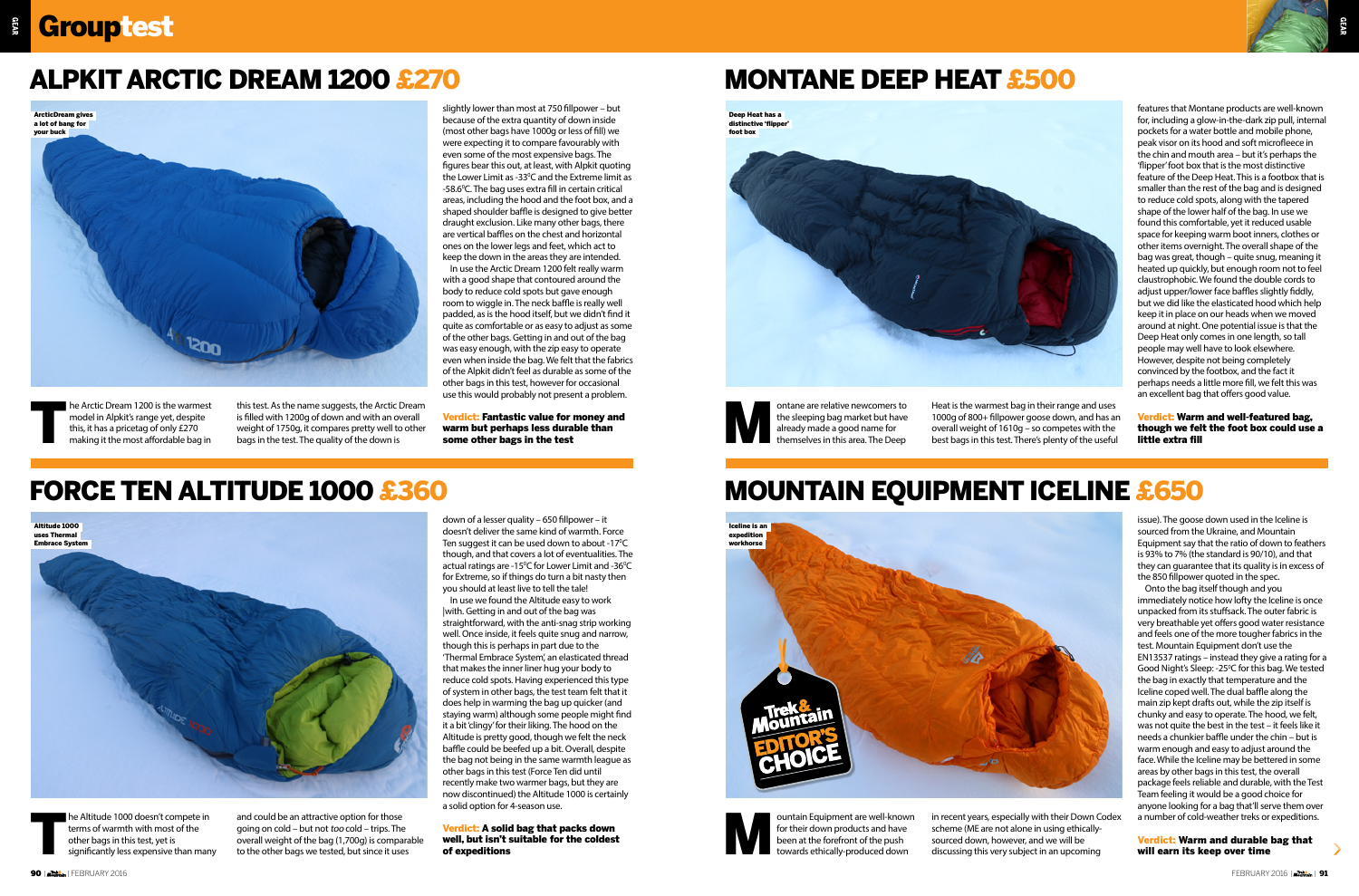## Grouptest

# ALPKIT ARCTIC DREAM 1200 £270

ArcticDream gives a lot of bang for your buck

The Arctic Dream 1200 is the warmest model in Alpkit's range yet, despite this, it has a pricetag of only £270 making it the most affordable bag in this test. As the name suggests, the Arctic Dream is filled with 1200g of down and with an overall weight of 1750g, it compares pretty well to other bags in the test. The quality of the down is slightly lower than most at 750 fillpower – but because of the extra quantity of down inside (most other bags have 1000g or less of fill) we were expecting it to compare favourably with even some of the most expensive bags. The figures bear this out, at least, with Alpkit quoting the Lower Limit as -33°C and the Extreme limit as -58.6°C. The bag uses extra fill in certain critical areas, including the hood and the foot box, and a shaped shoulder baffle is designed to give better draught exclusion. Like many other bags, there are vertical baffles on the chest and horizontal ones on the lower legs and feet, which act to keep the down in the areas they are intended.

In use the Arctic Dream 1200 felt really warm with a good shape that contoured around the body to reduce cold spots but gave enough room to wiggle in. The neck baffle is really well padded, as is the hood itself, but we didn't find it quite as comfortable or as easy to adjust as some of the other bags. Getting in and out of the bag was easy enough, with the zip easy to operate even when inside the bag. We felt that the fabrics of the Alpkit didn't feel as durable as some of the other bags in this test, however for occasional use this would probably not present a problem.

**Verdict: Fantastic value for money and warm but perhaps less durable than some other bags in the test**

# MONTANE DEEP HEAT £500

Deep Heat has a distinctive 'flipper' foot box

Montane are relative newcomers to the sleeping bag market but have already made a good name for themselves in this area. The Deep Heat is the warmest bag in their range and uses 1000g of 800+ fillpower goose down, and has an overall weight of 1610g – so competes with the best bags in this test. There's plenty of the useful features that Montane products are well-known for, including a glow-in-the-dark zip pull, internal pockets for a water bottle and mobile phone, peak visor on its hood and soft microfleece in the chin and mouth area – but it's perhaps the 'flipper' foot box that is the most distinctive feature of the Deep Heat. This is a footbox that is smaller than the rest of the bag and is designed to reduce cold spots, along with the tapered shape of the lower half of the bag. In use we found this comfortable, yet it reduced usable space for keeping warm boot inners, clothes or other items overnight. The overall shape of the bag was great, though – quite snug, meaning it heated up quickly, but enough room not to feel claustrophobic. We found the double cords to adjust upper/lower face baffles slightly fiddly, but we did like the elasticated hood which help keep it in place on our heads when we moved around at night. One potential issue is that the Deep Heat only comes in one length, so tall people may well have to look elsewhere. However, despite not being completely convinced by the footbox, and the fact it perhaps needs a little more fill, we felt this was an excellent bag that offers good value.

**Verdict: Warm and well-featured bag, though we felt the foot box could use a little extra fill**

# FORCE TEN ALTITUDE 1000 £360

Altitude 1000 uses Thermal Embrace System

The Altitude 1000 doesn't compete in terms of warmth with most of the other bags in this test, yet is significantly less expensive than many and could be an attractive option for those going on cold – but not *too* cold – trips. The overall weight of the bag (1,700g) is comparable to the other bags we tested, but since it uses down of a lesser quality – 650 fillpower – it doesn't deliver the same kind of warmth. Force Ten suggest it can be used down to about -17°C though, and that covers a lot of eventualities. The actual ratings are -15°C for Lower Limit and -36°C for Extreme, so if things do turn a bit nasty then you should at least live to tell the tale!

In use we found the Altitude easy to work with. Getting in and out of the bag was straightforward, with the anti-snag strip working well. Once inside, it feels quite snug and narrow, though this is perhaps in part due to the 'Thermal Embrace System', an elasticated thread that makes the inner liner hug your body to reduce cold spots. Having experienced this type of system in other bags, the test team felt that it does help in warming the bag up quicker (and staying warm) although some people might find it a bit 'clingy' for their liking. The hood on the Altitude is pretty good, though we felt the neck baffle could be beefed up a bit. Overall, despite the bag not being in the same warmth league as other bags in this test (Force Ten did until recently make two warmer bags, but they are now discontinued) the Altitude 1000 is certainly a solid option for 4-season use.

**Verdict: A solid bag that packs down well, but isn't suitable for the coldest of expeditions**

# MOUNTAIN EQUIPMENT ICELINE £650

Iceline is an expedition workhorse

Trek & Mountain EDITOR'S CHOICE

Mountain Equipment are well-known for their down products and have been at the forefront of the push towards ethically-produced down in recent years, especially with their Down Codex scheme (ME are not alone in using ethically-sourced down, however, and we will be discussing this very subject in an upcoming issue). The goose down used in the Iceline is sourced from the Ukraine, and Mountain Equipment say that the ratio of down to feathers is 93% to 7% (the standard is 90/10), and that they can guarantee that its quality is in excess of the 850 fillpower quoted in the spec.

Onto the bag itself though and you immediately notice how lofty the Iceline is once unpacked from its stuffsack. The outer fabric is very breathable yet offers good water resistance and feels one of the more tougher fabrics in the test. Mountain Equipment don't use the EN13537 ratings – instead they give a rating for a Good Night's Sleep: -25°C for this bag. We tested the bag in exactly that temperature and the Iceline coped well. The dual baffle along the main zip kept drafts out, while the zip itself is chunky and easy to operate. The hood, we felt, was not quite the best in the test – it feels like it needs a chunkier baffle under the chin – but is warm enough and easy to adjust around the face. While the Iceline may be bettered in some areas by other bags in this test, the overall package feels reliable and durable, with the Test Team feeling it would be a good choice for anyone looking for a bag that'll serve them over a number of cold-weather treks or expeditions.

**Verdict: Warm and durable bag that will earn its keep over time**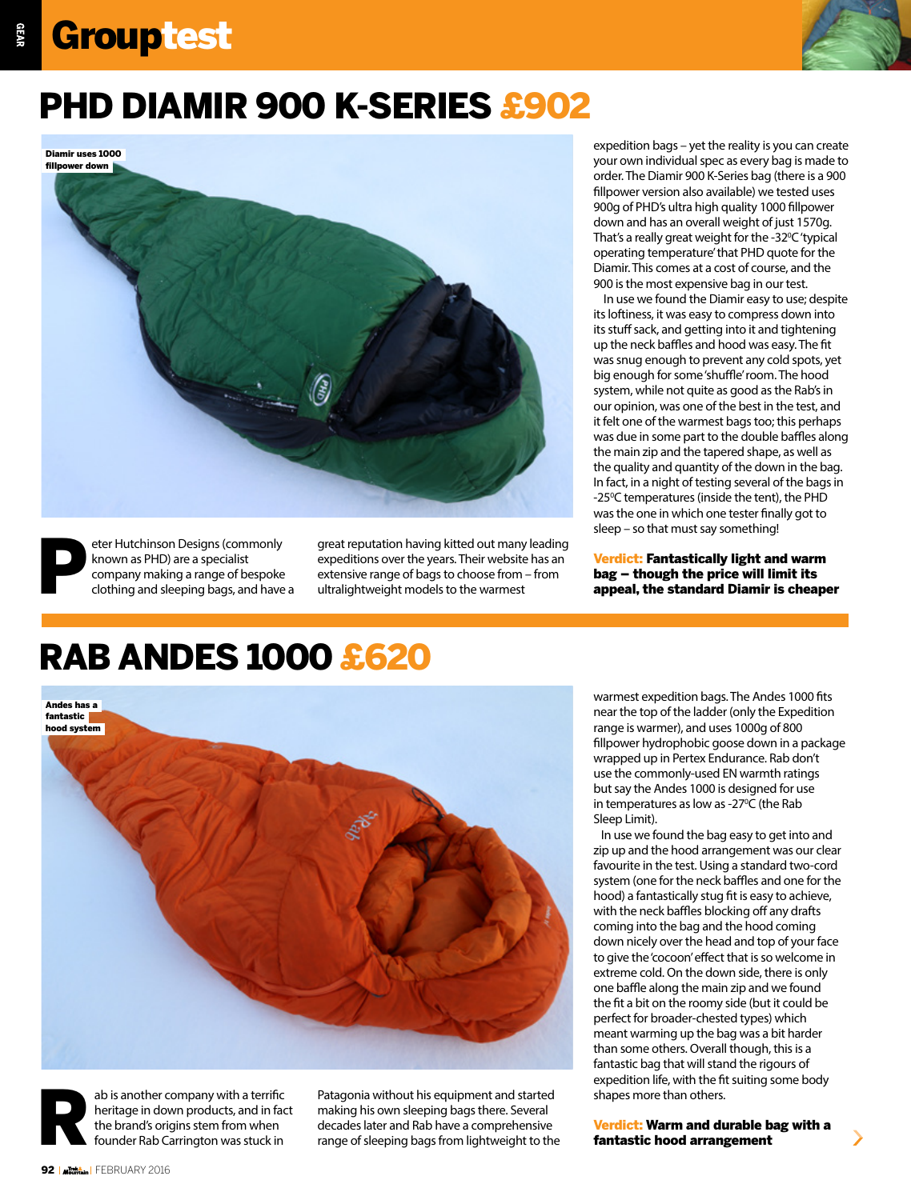# PHD DIAMIR 900 K-SERIES £902

Diamir uses 1000 fillpower down

Peter Hutchinson Designs (commonly known as PHD) are a specialist company making a range of bespoke clothing and sleeping bags, and have a great reputation having kitted out many leading expeditions over the years. Their website has an extensive range of bags to choose from – from ultralightweight models to the warmest expedition bags – yet the reality is you can create your own individual spec as every bag is made to order. The Diamir 900 K-Series bag (there is a 900 fillpower version also available) we tested uses 900g of PHD's ultra high quality 1000 fillpower down and has an overall weight of just 1570g. That's a really great weight for the -32ºC 'typical operating temperature' that PHD quote for the Diamir. This comes at a cost of course, and the 900 is the most expensive bag in our test.

In use we found the Diamir easy to use; despite its loftiness, it was easy to compress down into its stuff sack, and getting into it and tightening up the neck baffles and hood was easy. The fit was snug enough to prevent any cold spots, yet big enough for some 'shuffle' room. The hood system, while not quite as good as the Rab's in our opinion, was one of the best in the test, and it felt one of the warmest bags too; this perhaps was due in some part to the double baffles along the main zip and the tapered shape, as well as the quality and quantity of the down in the bag. In fact, in a night of testing several of the bags in -25ºC temperatures (inside the tent), the PHD was the one in which one tester finally got to sleep – so that must say something!

**Verdict: Fantastically light and warm bag – though the price will limit its appeal, the standard Diamir is cheaper**

# RAB ANDES 1000 £620

Andes has a fantastic hood system

Rab is another company with a terrific heritage in down products, and in fact the brand's origins stem from when founder Rab Carrington was stuck in Patagonia without his equipment and started making his own sleeping bags there. Several decades later and Rab have a comprehensive range of sleeping bags from lightweight to the warmest expedition bags. The Andes 1000 fits near the top of the ladder (only the Expedition range is warmer), and uses 1000g of 800 fillpower hydrophobic goose down in a package wrapped up in Pertex Endurance. Rab don't use the commonly-used EN warmth ratings but say the Andes 1000 is designed for use in temperatures as low as -27ºC (the Rab Sleep Limit).

In use we found the bag easy to get into and zip up and the hood arrangement was our clear favourite in the test. Using a standard two-cord system (one for the neck baffles and one for the hood) a fantastically stug fit is easy to achieve, with the neck baffles blocking off any drafts coming into the bag and the hood coming down nicely over the head and top of your face to give the 'cocoon' effect that is so welcome in extreme cold. On the down side, there is only one baffle along the main zip and we found the fit a bit on the roomy side (but it could be perfect for broader-chested types) which meant warming up the bag was a bit harder than some others. Overall though, this is a fantastic bag that will stand the rigours of expedition life, with the fit suiting some body shapes more than others.

**Verdict: Warm and durable bag with a fantastic hood arrangement**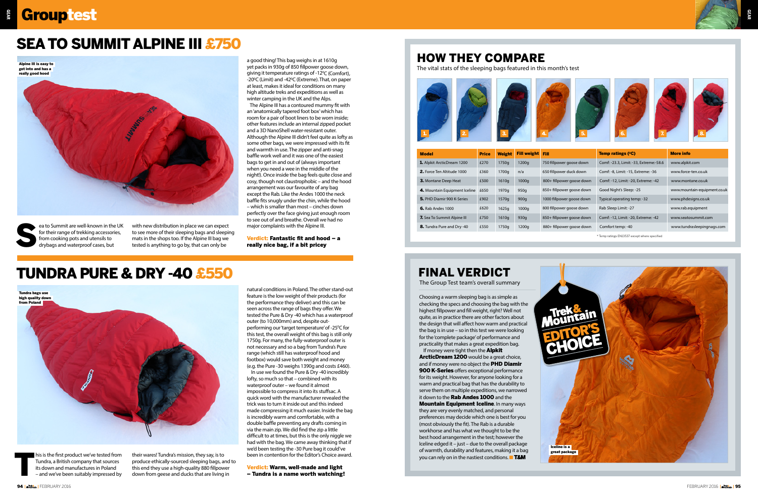# Grouptest

## SEA TO SUMMIT ALPINE III £750

Alpine III is easy to get into and has a really good hood

Sea to Summit are well-known in the UK for their range of trekking accessories, from cooking pots and utensils to drybags and waterproof cases, but with new distribution in place we can expect to see more of their sleeping bags and sleeping mats in the shops too. If the Alpine III bag we tested is anything to go by, that can only be a good thing! This bag weighs in at 1610g yet packs in 930g of 850 fillpower goose down, giving it temperature ratings of -12ºC (Comfort), -20ºC (Limit) and -42ºC (Extreme). That, on paper at least, makes it ideal for conditions on many high altitude treks and expeditions as well as winter camping in the UK and the Alps.

The Alpine III has a contoured mummy fit with an 'anatomically tapered foot box' which has room for a pair of boot liners to be worn inside; other features include an internal zipped pocket and a 3D NanoShell water-resistant outer. Although the Alpine III didn't feel quite as lofty as some other bags, we were impressed with its fit and warmth in use. The zipper and anti-snag baffle work well and it was one of the easiest bags to get in and out of (always important when you need a wee in the middle of the night!). Once inside the bag feels quite close and cosy, though not claustrophobic – and the hood arrangement was our favourite of any bag except the Rab. Like the Andes 1000 the neck baffle fits snugly under the chin, while the hood – which is smaller than most – cinches down perfectly over the face giving just enough room to see out of and breathe. Overall we had no major complaints with the Alpine III.

**Verdict: Fantastic fit and hood – a really nice bag, if a bit pricey**

## TUNDRA PURE & DRY -40 £550

Tundra bags use high quality down from Poland

This is the first product we've tested from Tundra, a British company that sources its down and manufactures in Poland – and we've been suitably impressed by their wares! Tundra's mission, they say, is to produce ethically-sourced sleeping bags, and to this end they use a high-quality 880 fillpower down from geese and ducks that are living in natural conditions in Poland. The other stand-out feature is the low weight of their products (for the performance they deliver) and this can be seen across the range of bags they offer. We tested the Pure & Dry -40 which has a waterproof outer (to 10,000mm) and, despite out-performing our 'target temperature' of -25ºC for this test, the overall weight of this bag is still only 1750g. For many, the fully-waterproof outer is not necessary and so a bag from Tundra's Pure range (which still has waterproof hood and footbox) would save both weight and money (e.g. the Pure -30 weighs 1390g and costs £460).

In use we found the Pure & Dry -40 incredibly lofty, so much so that – combined with its waterproof outer – we found it almost impossible to compress it into its stuffsac. A quick word with the manufacturer revealed the trick was to turn it inside out and this indeed made compressing it much easier. Inside the bag is incredibly warm and comfortable, with a double baffle preventing any drafts coming in via the main zip. We did find the zip a little difficult to at times, but this is the only niggle we had with the bag. We came away thinking that if we'd been testing the -30 Pure bag it could've been in contention for the Editor's Choice award.

**Verdict: Warm, well-made and light – Tundra is a name worth watching!**

## HOW THEY COMPARE

The vital stats of the sleeping bags featured in this month's test

| Model | Price | Weight | Fill weight | Fill | Temp ratings (ºC) | More info |
|---|---|---|---|---|---|---|
| 1. Alpkit ArcticDream 1200 | £270 | 1750g | 1200g | 750 fillpower goose down | Comf: -23.3, Limit: -33, Extreme: -58.6 | www.alpkit.com |
| 2. Force Ten Altitude 1000 | £360 | 1700g | n/a | 650 fillpower duck down | Comf: -8, Limit: -15, Extreme: -36 | www.force-ten.co.uk |
| 3. Montane Deep Heat | £500 | 1610g | 1000g | 800+ fillpower goose down | Comf: -12, Limit: -20, Extreme: -42 | www.montane.co.uk |
| 4. Mountain Equipment Iceline | £650 | 1970g | 950g | 850+ fillpower goose down | Good Night's Sleep: -25 | www.mountain-equipment.co.uk |
| 5. PHD Diamir 900 K-Series | £902 | 1570g | 900g | 1000 fillpower goose down | Typical operating temp: -32 | www.phdesigns.co.uk |
| 6. Rab Andes 1000 | £620 | 1625g | 1000g | 800 fillpower goose down | Rab Sleep Limit: -27 | www.rab.equipment |
| 7. Sea To Summit Alpine III | £750 | 1610g | 930g | 850+ fillpower goose down | Comf: -12, Limit: -20, Extreme: -42 | www.seatosummit.com |
| 8. Tundra Pure and Dry -40 | £550 | 1750g | 1200g | 880+ fillpower goose down | Comfort temp: -40 | www.tundrasleepingnags.com |

* Temp ratings EN13537 except where specified

## FINAL VERDICT

The Group Test team's overall summary

Choosing a warm sleeping bag is as simple as checking the specs and choosing the bag with the highest fillpower and fill weight, right? Well not quite, as in practice there are other factors about the design that will affect how warm and practical the bag is in use – so in this test we were looking for the 'complete package' of performance and practicality that makes a great expedition bag.

If money were tight then the **Alpkit ArcticDream 1200** would be a great choice, and if money were no object the **PHD Diamir 900 K-Series** offers exceptional performance for its weight. However, for anyone looking for a warm and practical bag that has the durability to serve them on multiple expeditions, we narrowed it down to the **Rab Andes 1000** and the **Mountain Equipment Iceline**. In many ways they are very evenly matched, and personal preferences may decide which one is best for you (most obviously the fit). The Rab is a durable workhorse and has what we thought to be the best hood arrangement in the test; however the Iceline edged it – just – due to the overall package of warmth, durability and features, making it a bag you can rely on in the nastiest conditions. ■ **T&M**

Trek & Mountain EDITOR'S CHOICE

Iceline is a great package